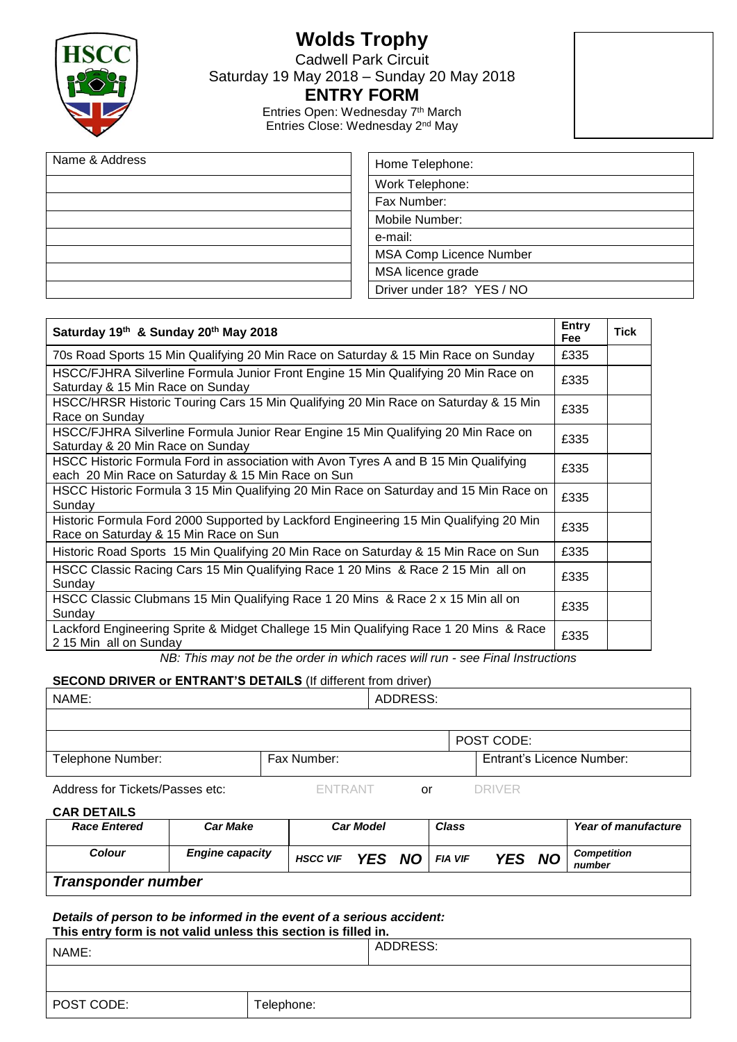# Wolds Trophy

Cadwell Park Circuit

Saturday 19 May 2018 – Sunday 20 May 2018

## ENTRY FORM

Entries Open: Wednesday 7th March

Entries Close: Wednesday 2nd May

| Name & Address | | Home Telephone: |
|---|---|---|
| | | Work Telephone: |
| | | Fax Number: |
| | | Mobile Number: |
| | | e-mail: |
| | | MSA Comp Licence Number |
| | | MSA licence grade |
| | | Driver under 18? YES / NO |

| **Saturday 19th & Sunday 20th May 2018** | **Entry Fee** | **Tick** |
|---|---|---|
| 70s Road Sports 15 Min Qualifying 20 Min Race on Saturday & 15 Min Race on Sunday | £335 | |
| HSCC/FJHRA Silverline Formula Junior Front Engine 15 Min Qualifying 20 Min Race on Saturday & 15 Min Race on Sunday | £335 | |
| HSCC/HRSR Historic Touring Cars 15 Min Qualifying 20 Min Race on Saturday & 15 Min Race on Sunday | £335 | |
| HSCC/FJHRA Silverline Formula Junior Rear Engine 15 Min Qualifying 20 Min Race on Saturday & 20 Min Race on Sunday | £335 | |
| HSCC Historic Formula Ford in association with Avon Tyres A and B 15 Min Qualifying each 20 Min Race on Saturday & 15 Min Race on Sun | £335 | |
| HSCC Historic Formula 3 15 Min Qualifying 20 Min Race on Saturday and 15 Min Race on Sunday | £335 | |
| Historic Formula Ford 2000 Supported by Lackford Engineering 15 Min Qualifying 20 Min Race on Saturday & 15 Min Race on Sun | £335 | |
| Historic Road Sports 15 Min Qualifying 20 Min Race on Saturday & 15 Min Race on Sun | £335 | |
| HSCC Classic Racing Cars 15 Min Qualifying Race 1 20 Mins & Race 2 15 Min all on Sunday | £335 | |
| HSCC Classic Clubmans 15 Min Qualifying Race 1 20 Mins & Race 2 x 15 Min all on Sunday | £335 | |
| Lackford Engineering Sprite & Midget Challege 15 Min Qualifying Race 1 20 Mins & Race 2 15 Min all on Sunday | £335 | |

*NB: This may not be the order in which races will run - see Final Instructions*

**SECOND DRIVER or ENTRANT'S DETAILS** (If different from driver)

| NAME: | | ADDRESS: |
|---|---|---|
| | | |
| | | POST CODE: |
| Telephone Number: | Fax Number: | Entrant's Licence Number: |

Address for Tickets/Passes etc: ENTRANT or DRIVER

**CAR DETAILS**

| *Race Entered* | *Car Make* | *Car Model* | *Class* | *Year of manufacture* |
|---|---|---|---|---|
| *Colour* | *Engine capacity* | *HSCC VIF* ***YES NO*** | *FIA VIF* ***YES NO*** | *Competition number* |
| ***Transponder number*** | | | | |

***Details of person to be informed in the event of a serious accident:***

**This entry form is not valid unless this section is filled in.**

| NAME: | | ADDRESS: |
|---|---|---|
| | | |
| POST CODE: | Telephone: | |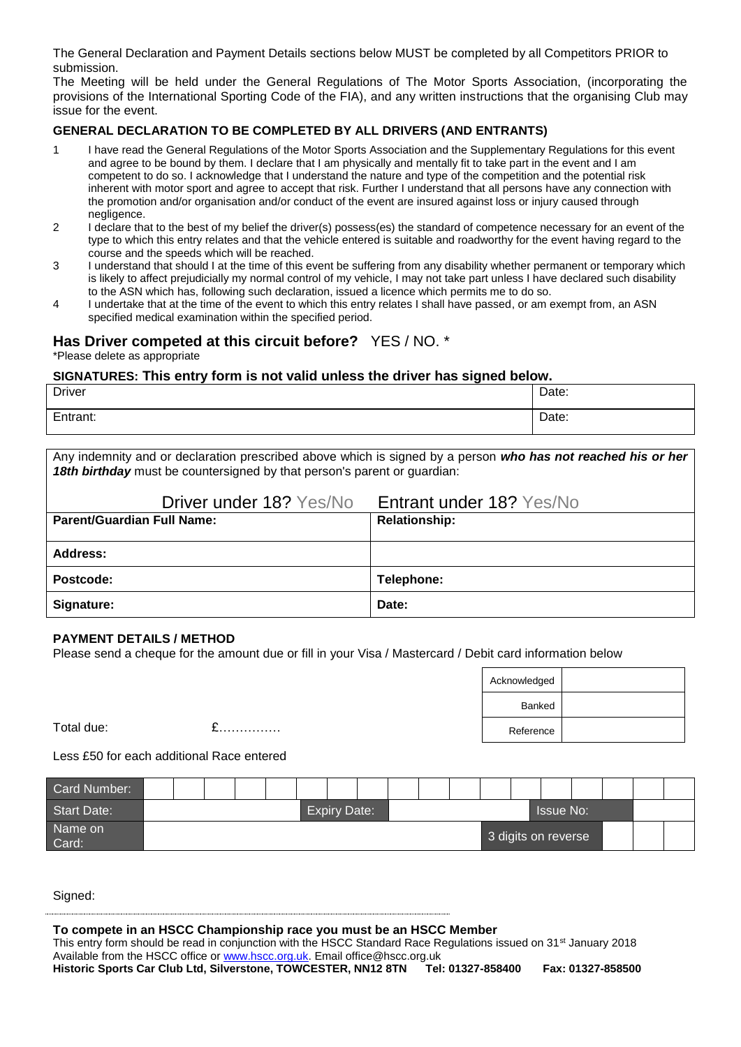The General Declaration and Payment Details sections below MUST be completed by all Competitors PRIOR to submission.

The Meeting will be held under the General Regulations of The Motor Sports Association, (incorporating the provisions of the International Sporting Code of the FIA), and any written instructions that the organising Club may issue for the event.

**GENERAL DECLARATION TO BE COMPLETED BY ALL DRIVERS (AND ENTRANTS)**

1. I have read the General Regulations of the Motor Sports Association and the Supplementary Regulations for this event and agree to be bound by them. I declare that I am physically and mentally fit to take part in the event and I am competent to do so. I acknowledge that I understand the nature and type of the competition and the potential risk inherent with motor sport and agree to accept that risk. Further I understand that all persons have any connection with the promotion and/or organisation and/or conduct of the event are insured against loss or injury caused through negligence.
2. I declare that to the best of my belief the driver(s) possess(es) the standard of competence necessary for an event of the type to which this entry relates and that the vehicle entered is suitable and roadworthy for the event having regard to the course and the speeds which will be reached.
3. I understand that should I at the time of this event be suffering from any disability whether permanent or temporary which is likely to affect prejudicially my normal control of my vehicle, I may not take part unless I have declared such disability to the ASN which has, following such declaration, issued a licence which permits me to do so.
4. I undertake that at the time of the event to which this entry relates I shall have passed, or am exempt from, an ASN specified medical examination within the specified period.

## Has Driver competed at this circuit before? YES / NO. *

*Please delete as appropriate

**SIGNATURES: This entry form is not valid unless the driver has signed below.**

| | |
|---|---|
| Driver | Date: |
| Entrant: | Date: |

Any indemnity and or declaration prescribed above which is signed by a person ***who has not reached his or her 18th birthday*** must be countersigned by that person's parent or guardian:

| Driver under 18? Yes/No | Entrant under 18? Yes/No |
|---|---|
| **Parent/Guardian Full Name:** | **Relationship:** |
| **Address:** | |
| **Postcode:** | **Telephone:** |
| **Signature:** | **Date:** |

**PAYMENT DETAILS / METHOD**

Please send a cheque for the amount due or fill in your Visa / Mastercard / Debit card information below

| | |
|---|---|
| Acknowledged | |
| Banked | |
| Reference | |

Total due: £……………

Less £50 for each additional Race entered

| | | | |
|---|---|---|---|
| Card Number: | | | |
| Start Date: | Expiry Date: | Issue No: | |
| Name on Card: | | 3 digits on reverse | |

Signed:

**To compete in an HSCC Championship race you must be an HSCC Member**

This entry form should be read in conjunction with the HSCC Standard Race Regulations issued on 31st January 2018 Available from the HSCC office or www.hscc.org.uk. Email office@hscc.org.uk

**Historic Sports Car Club Ltd, Silverstone, TOWCESTER, NN12 8TN Tel: 01327-858400 Fax: 01327-858500**